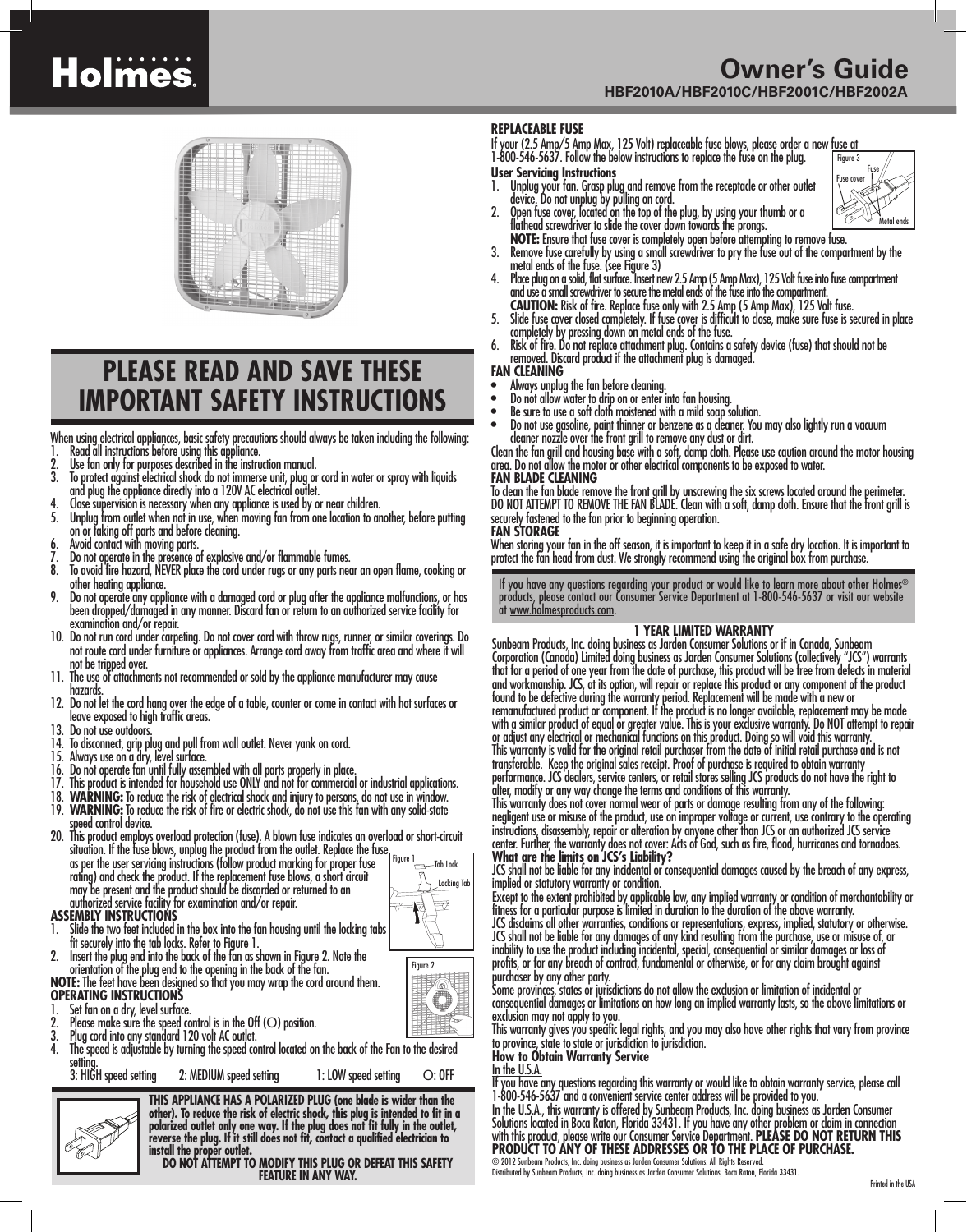# Holmes

## Owner's Guide

**HBF2010A/HBF2010C/HBF2001C/HBF2002A**

## PLEASE READ AND SAVE THESE IMPORTANT SAFETY INSTRUCTIONS

When using electrical appliances, basic safety precautions should always be taken including the following:

1. Read all instructions before using this appliance.
2. Use fan only for purposes described in the instruction manual.
3. To protect against electrical shock do not immerse unit, plug or cord in water or spray with liquids and plug the appliance directly into a 120V AC electrical outlet.
4. Close supervision is necessary when any appliance is used by or near children.
5. Unplug from outlet when not in use, when moving fan from one location to another, before putting on or taking off parts and before cleaning.
6. Avoid contact with moving parts.
7. Do not operate in the presence of explosive and/or flammable fumes.
8. To avoid fire hazard, NEVER place the cord under rugs or any parts near an open flame, cooking or other heating appliance.
9. Do not operate any appliance with a damaged cord or plug after the appliance malfunctions, or has been dropped/damaged in any manner. Discard fan or return to an authorized service facility for examination and/or repair.
10. Do not run cord under carpeting. Do not cover cord with throw rugs, runner, or similar coverings. Do not route cord under furniture or appliances. Arrange cord away from traffic area and where it will not be tripped over.
11. The use of attachments not recommended or sold by the appliance manufacturer may cause hazards.
12. Do not let the cord hang over the edge of a table, counter or come in contact with hot surfaces or leave exposed to high traffic areas.
13. Do not use outdoors.
14. To disconnect, grip plug and pull from wall outlet. Never yank on cord.
15. Always use on a dry, level surface.
16. Do not operate fan until fully assembled with all parts properly in place.
17. This product is intended for household use ONLY and not for commercial or industrial applications.
18. **WARNING:** To reduce the risk of electrical shock and injury to persons, do not use in window.
19. **WARNING:** To reduce the risk of fire or electric shock, do not use this fan with any solid-state speed control device.
20. This product employs overload protection (fuse). A blown fuse indicates an overload or short-circuit situation. If the fuse blows, unplug the product from the outlet. Replace the fuse as per the user servicing instructions (follow product marking for proper fuse rating) and check the product. If the replacement fuse blows, a short circuit may be present and the product should be discarded or returned to an authorized service facility for examination and/or repair.

### ASSEMBLY INSTRUCTIONS

1. Slide the two feet included in the box into the fan housing until the locking tabs fit securely into the tab locks. Refer to Figure 1.
2. Insert the plug end into the back of the fan as shown in Figure 2. Note the orientation of the plug end to the opening in the back of the fan.

Figure 1 — Tab Lock, Locking Tab

Figure 2

**NOTE:** The feet have been designed so that you may wrap the cord around them.

### OPERATING INSTRUCTIONS

1. Set fan on a dry, level surface.
2. Please make sure the speed control is in the Off (O) position.
3. Plug cord into any standard 120 volt AC outlet.
4. The speed is adjustable by turning the speed control located on the back of the Fan to the desired setting.
   3: HIGH speed setting 2: MEDIUM speed setting 1: LOW speed setting O: OFF

**THIS APPLIANCE HAS A POLARIZED PLUG (one blade is wider than the other). To reduce the risk of electric shock, this plug is intended to fit in a polarized outlet only one way. If the plug does not fit fully in the outlet, reverse the plug. If it still does not fit, contact a qualified electrician to install the proper outlet.**

**DO NOT ATTEMPT TO MODIFY THIS PLUG OR DEFEAT THIS SAFETY FEATURE IN ANY WAY.**

### REPLACEABLE FUSE

If your (2.5 Amp/5 Amp Max, 125 Volt) replaceable fuse blows, please order a new fuse at 1-800-546-5637. Follow the below instructions to replace the fuse on the plug.

**User Servicing Instructions**

1. Unplug your fan. Grasp plug and remove from the receptacle or other outlet device. Do not unplug by pulling on cord.
2. Open fuse cover, located on the top of the plug, by using your thumb or a flathead screwdriver to slide the cover down towards the prongs.
   **NOTE:** Ensure that fuse cover is completely open before attempting to remove fuse.
3. Remove fuse carefully by using a small screwdriver to pry the fuse out of the compartment by the metal ends of the fuse. (see Figure 3)
4. Place plug on a solid, flat surface. Insert new 2.5 Amp (5 Amp Max), 125 Volt fuse into fuse compartment and use a small screwdriver to secure the metal ends of the fuse into the compartment.
   **CAUTION:** Risk of fire. Replace fuse only with 2.5 Amp (5 Amp Max), 125 Volt fuse.
5. Slide fuse cover closed completely. If fuse cover is difficult to close, make sure fuse is secured in place completely by pressing down on metal ends of the fuse.
6. Risk of fire. Do not replace attachment plug. Contains a safety device (fuse) that should not be removed. Discard product if the attachment plug is damaged.

Figure 3 — Fuse, Fuse cover, Metal ends

### FAN CLEANING

- Always unplug the fan before cleaning.
- Do not allow water to drip on or enter into fan housing.
- Be sure to use a soft cloth moistened with a mild soap solution.
- Do not use gasoline, paint thinner or benzene as a cleaner. You may also lightly run a vacuum cleaner nozzle over the front grill to remove any dust or dirt.

Clean the fan grill and housing base with a soft, damp cloth. Please use caution around the motor housing area. Do not allow the motor or other electrical components to be exposed to water.

### FAN BLADE CLEANING

To clean the fan blade remove the front grill by unscrewing the six screws located around the perimeter. DO NOT ATTEMPT TO REMOVE THE FAN BLADE. Clean with a soft, damp cloth. Ensure that the front grill is securely fastened to the fan prior to beginning operation.

### FAN STORAGE

When storing your fan in the off season, it is important to keep it in a safe dry location. It is important to protect the fan head from dust. We strongly recommend using the original box from purchase.

If you have any questions regarding your product or would like to learn more about other Holmes® products, please contact our Consumer Service Department at 1-800-546-5637 or visit our website at www.holmesproducts.com.

### 1 YEAR LIMITED WARRANTY

Sunbeam Products, Inc. doing business as Jarden Consumer Solutions or if in Canada, Sunbeam Corporation (Canada) Limited doing business as Jarden Consumer Solutions (collectively "JCS") warrants that for a period of one year from the date of purchase, this product will be free from defects in material and workmanship. JCS, at its option, will repair or replace this product or any component of the product found to be defective during the warranty period. Replacement will be made with a new or remanufactured product or component. If the product is no longer available, replacement may be made with a similar product of equal or greater value. This is your exclusive warranty. Do NOT attempt to repair or adjust any electrical or mechanical functions on this product. Doing so will void this warranty.

This warranty is valid for the original retail purchaser from the date of initial retail purchase and is not transferable. Keep the original sales receipt. Proof of purchase is required to obtain warranty performance. JCS dealers, service centers, or retail stores selling JCS products do not have the right to alter, modify or any way change the terms and conditions of this warranty.

This warranty does not cover normal wear of parts or damage resulting from any of the following: negligent use or misuse of the product, use on improper voltage or current, use contrary to the operating instructions, disassembly, repair or alteration by anyone other than JCS or an authorized JCS service center. Further, the warranty does not cover: Acts of God, such as fire, flood, hurricanes and tornadoes.

**What are the limits on JCS's Liability?**

JCS shall not be liable for any incidental or consequential damages caused by the breach of any express, implied or statutory warranty or condition.

Except to the extent prohibited by applicable law, any implied warranty or condition of merchantability or fitness for a particular purpose is limited in duration to the duration of the above warranty.

JCS disclaims all other warranties, conditions or representations, express, implied, statutory or otherwise.

JCS shall not be liable for any damages of any kind resulting from the purchase, use or misuse of, or inability to use the product including incidental, special, consequential or similar damages or loss of profits, or for any breach of contract, fundamental or otherwise, or for any claim brought against purchaser by any other party.

Some provinces, states or jurisdictions do not allow the exclusion or limitation of incidental or consequential damages or limitations on how long an implied warranty lasts, so the above limitations or exclusion may not apply to you.

This warranty gives you specific legal rights, and you may also have other rights that vary from province to province, state to state or jurisdiction to jurisdiction.

**How to Obtain Warranty Service**

In the U.S.A.

If you have any questions regarding this warranty or would like to obtain warranty service, please call 1-800-546-5637 and a convenient service center address will be provided to you.

In the U.S.A., this warranty is offered by Sunbeam Products, Inc. doing business as Jarden Consumer Solutions located in Boca Raton, Florida 33431. If you have any other problem or claim in connection with this product, please write our Consumer Service Department. **PLEASE DO NOT RETURN THIS PRODUCT TO ANY OF THESE ADDRESSES OR TO THE PLACE OF PURCHASE.**

© 2012 Sunbeam Products, Inc. doing business as Jarden Consumer Solutions. All Rights Reserved.
Distributed by Sunbeam Products, Inc. doing business as Jarden Consumer Solutions, Boca Raton, Florida 33431.

Printed in the USA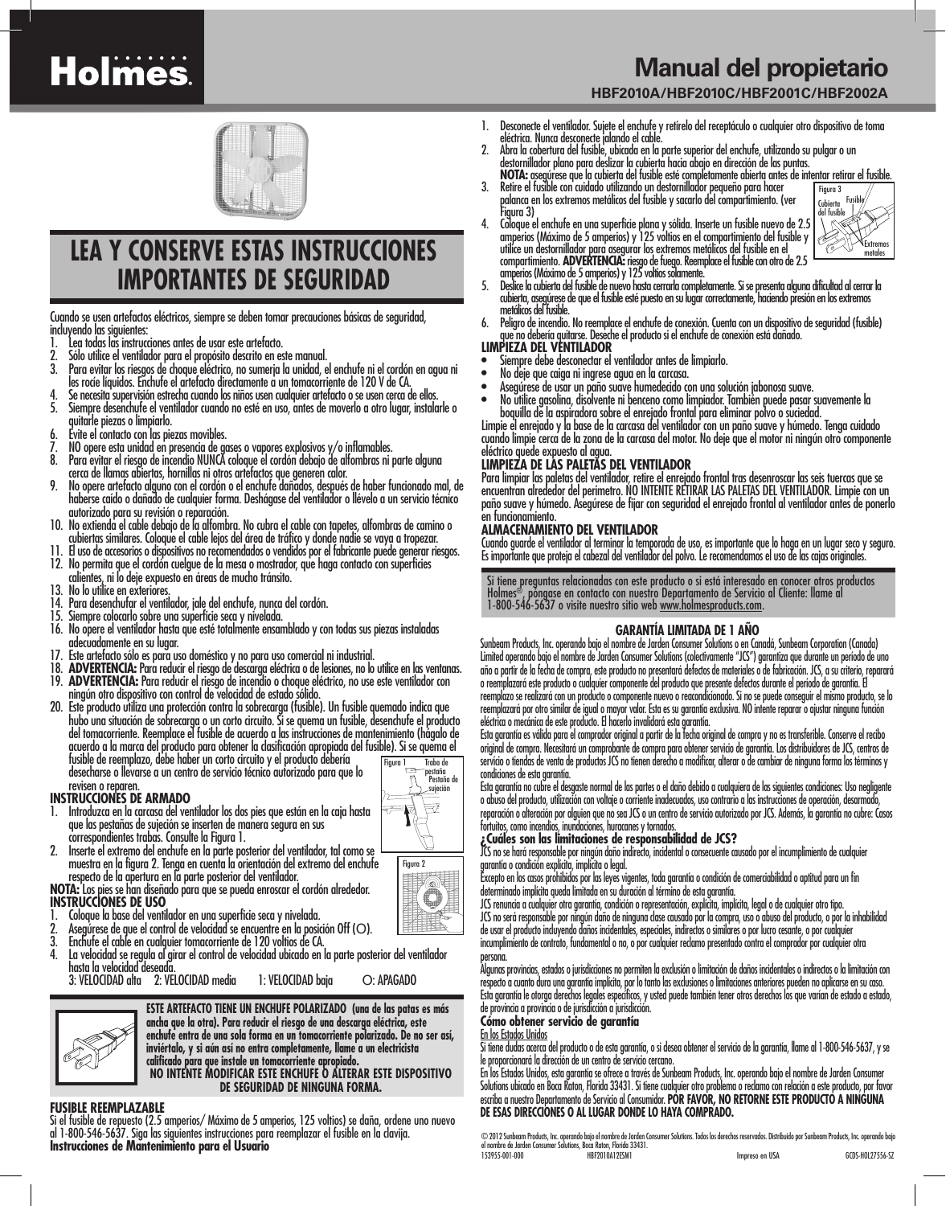# Holmes

## Manual del propietario

### HBF2010A/HBF2010C/HBF2001C/HBF2002A

## LEA Y CONSERVE ESTAS INSTRUCCIONES IMPORTANTES DE SEGURIDAD

Cuando se usen artefactos eléctricos, siempre se deben tomar precauciones básicas de seguridad, incluyendo las siguientes:

1. Lea todas las instrucciones antes de usar este artefacto.
2. Sólo utilice el ventilador para el propósito descrito en este manual.
3. Para evitar los riesgos de choque eléctrico, no sumerja la unidad, el enchufe ni el cordón en agua ni les rocíe líquidos. Enchufe el artefacto directamente a un tomacorriente de 120 V de CA.
4. Se necesita supervisión estrecha cuando los niños usen cualquier artefacto o se usen cerca de ellos.
5. Siempre desenchufe el ventilador cuando no esté en uso, antes de moverlo a otro lugar, instalarle o quitarle piezas o limpiarlo.
6. Evite el contacto con las piezas movibles.
7. NO opere esta unidad en presencia de gases o vapores explosivos y/o inflamables.
8. Para evitar el riesgo de incendio NUNCA coloque el cordón debajo de alfombras ni parte alguna cerca de llamas abiertas, hornillas ni otros artefactos que generen calor.
9. No opere artefacto alguno con el cordón o el enchufe dañados, después de haber funcionado mal, de haberse caído o dañado de cualquier forma. Deshágase del ventilador o llévelo a un servicio técnico autorizado para su revisión o reparación.
10. No extienda el cable debajo de la alfombra. No cubra el cable con tapetes, alfombras de camino o cubiertas similares. Coloque el cable lejos del área de tráfico y donde nadie se vaya a tropezar.
11. El uso de accesorios o dispositivos no recomendados o vendidos por el fabricante puede generar riesgos.
12. No permita que el cordón cuelgue de la mesa o mostrador, que haga contacto con superficies calientes, ni lo deje expuesto en áreas de mucho tránsito.
13. No lo utilice en exteriores.
14. Para desenchufar el ventilador, jale del enchufe, nunca del cordón.
15. Siempre colocarlo sobre una superficie seca y nivelada.
16. No opere el ventilador hasta que esté totalmente ensamblado y con todas sus piezas instaladas adecuadamente en su lugar.
17. Este artefacto sólo es para uso doméstico y no para uso comercial ni industrial.
18. **ADVERTENCIA:** Para reducir el riesgo de descarga eléctrica o de lesiones, no lo utilice en las ventanas.
19. **ADVERTENCIA:** Para reducir el riesgo de incendio o choque eléctrico, no use este ventilador con ningún otro dispositivo con control de velocidad de estado sólido.
20. Este producto utiliza una protección contra la sobrecarga (fusible). Un fusible quemado indica que hubo una situación de sobrecarga o un corto circuito. Si se quema un fusible, desenchufe el producto del tomacorriente. Reemplace el fusible de acuerdo a las instrucciones de mantenimiento (hágalo de acuerdo a la marca del producto para obtener la clasificación apropiada del fusible). Si se quema el fusible de reemplazo, debe haber un corto circuito y el producto debería desecharse o llevarse a un centro de servicio técnico autorizado para que lo revisen o reparen.

### INSTRUCCIONES DE ARMADO

Figura 1 — Traba de pestaña; Pestaña de sujeción

1. Introduzca en la carcasa del ventilador los dos pies que están en la caja hasta que las pestañas de sujeción se inserten de manera segura en sus correspondientes trabas. Consulte la Figura 1.
2. Inserte el extremo del enchufe en la parte posterior del ventilador, tal como se muestra en la figura 2. Tenga en cuenta la orientación del extremo del enchufe respecto de la apertura en la parte posterior del ventilador.

Figura 2

**NOTA:** Los pies se han diseñado para que se pueda enroscar el cordón alrededor.

### INSTRUCCIONES DE USO

1. Coloque la base del ventilador en una superficie seca y nivelada.
2. Asegúrese de que el control de velocidad se encuentre en la posición Off (O).
3. Enchufe el cable en cualquier tomacorriente de 120 voltios de CA.
4. La velocidad se regula al girar el control de velocidad ubicado en la parte posterior del ventilador hasta la velocidad deseada.
   3: VELOCIDAD alta  2: VELOCIDAD media  1: VELOCIDAD baja  O: APAGADO

**ESTE ARTEFACTO TIENE UN ENCHUFE POLARIZADO (una de las patas es más ancha que la otra). Para reducir el riesgo de una descarga eléctrica, este enchufe entra de una sola forma en un tomacorriente polarizado. De no ser así, inviértalo, y si aún así no entra completamente, llame a un electricista calificado para que instale un tomacorriente apropiado.**
**NO INTENTE MODIFICAR ESTE ENCHUFE O ALTERAR ESTE DISPOSITIVO DE SEGURIDAD DE NINGUNA FORMA.**

### FUSIBLE REEMPLAZABLE

Si el fusible de repuesto (2.5 amperios/ Máximo de 5 amperios, 125 voltios) se daña, ordene uno nuevo al 1-800-546-5637. Siga las siguientes instrucciones para reemplazar el fusible en la clavija.

**Instrucciones de Mantenimiento para el Usuario**

1. Desconecte el ventilador. Sujete el enchufe y retírelo del receptáculo o cualquier otro dispositivo de toma eléctrica. Nunca desconecte jalando el cable.
2. Abra la cobertura del fusible, ubicada en la parte superior del enchufe, utilizando su pulgar o un destornillador plano para deslizar la cubierta hacia abajo en dirección de las puntas.
   **NOTA:** asegúrese que la cubierta del fusible esté completamente abierta antes de intentar retirar el fusible.
3. Retire el fusible con cuidado utilizando un destornillador pequeño para hacer palanca en los extremos metálicos del fusible y sacarlo del compartimiento. (ver Figura 3)
4. Coloque el enchufe en una superficie plana y sólida. Inserte un fusible nuevo de 2.5 amperios (Máximo de 5 amperios) y 125 voltios en el compartimiento del fusible y utilice un destornillador para asegurar los extremos metálicos del fusible en el compartimiento. **ADVERTENCIA:** riesgo de fuego. Reemplace el fusible con otro de 2.5 amperios (Máximo de 5 amperios) y 125 voltios solamente.
5. Deslice la cubierta del fusible de nuevo hasta cerrarla completamente. Si se presenta alguna dificultad al cerrar la cubierta, asegúrese de que el fusible esté puesto en su lugar correctamente, haciendo presión en los extremos metálicos del fusible.
6. Peligro de incendio. No reemplace el enchufe de conexión. Cuenta con un dispositivo de seguridad (fusible) que no debería quitarse. Deseche el producto si el enchufe de conexión está dañado.

Figura 3 — Cubierta del fusible; Fusible; Extremos metales

### LIMPIEZA DEL VENTILADOR

- Siempre debe desconectar el ventilador antes de limpiarlo.
- No deje que caiga ni ingrese agua en la carcasa.
- Asegúrese de usar un paño suave humedecido con una solución jabonosa suave.
- No utilice gasolina, disolvente ni benceno como limpiador. También puede pasar suavemente la boquilla de la aspiradora sobre el enrejado frontal para eliminar polvo o suciedad.

Limpie el enrejado y la base de la carcasa del ventilador con un paño suave y húmedo. Tenga cuidado cuando limpie cerca de la zona de la carcasa del motor. No deje que el motor ni ningún otro componente eléctrico quede expuesto al agua.

### LIMPIEZA DE LAS PALETAS DEL VENTILADOR

Para limpiar las paletas del ventilador, retire el enrejado frontal tras desenroscar las seis tuercas que se encuentran alrededor del perímetro. NO INTENTE RETIRAR LAS PALETAS DEL VENTILADOR. Limpie con un paño suave y húmedo. Asegúrese de fijar con seguridad el enrejado frontal al ventilador antes de ponerlo en funcionamiento.

### ALMACENAMIENTO DEL VENTILADOR

Cuando guarde el ventilador al terminar la temporada de uso, es importante que lo haga en un lugar seco y seguro. Es importante que proteja el cabezal del ventilador del polvo. Le recomendamos el uso de las cajas originales.

Si tiene preguntas relacionadas con este producto o si está interesado en conocer otros productos Holmes®, póngase en contacto con nuestro Departamento de Servicio al Cliente: llame al 1-800-546-5637 o visite nuestro sitio web www.holmesproducts.com.

### GARANTÍA LIMITADA DE 1 AÑO

Sunbeam Products, Inc. operando bajo el nombre de Jarden Consumer Solutions o en Canadá, Sunbeam Corporation (Canada) Limited operando bajo el nombre de Jarden Consumer Solutions (colectivamente "JCS") garantiza que durante un período de uno año a partir de la fecha de compra, este producto no presentará defectos de materiales o de fabricación. JCS, a su criterio, reparará o reemplazará este producto o cualquier componente del producto que presente defectos durante el período de garantía. El reemplazo se realizará con un producto o componente nuevo o reacondicionado. Si no se puede conseguir el mismo producto, se lo reemplazará por otro similar de igual o mayor valor. Esta es su garantía exclusiva. NO intente reparar o ajustar ninguna función eléctrica o mecánica de este producto. El hacerlo invalidará esta garantía.

Esta garantía es válida para el comprador original a partir de la fecha original de compra y no es transferible. Conserve el recibo original de compra. Necesitará un comprobante de compra para obtener servicio de garantía. Los distribuidores de JCS, centros de servicio o tiendas de venta de productos JCS no tienen derecho a modificar, alterar o de cambiar de ninguna forma los términos y condiciones de esta garantía.

Esta garantía no cubre el desgaste normal de las partes o el daño debido a cualquiera de las siguientes condiciones: Uso negligente o abuso del producto, utilización con voltaje o corriente inadecuados, uso contrario a las instrucciones de operación, desarmado, reparación o alteración por alguien que no sea JCS o un centro de servicio autorizado por JCS. Además, la garantía no cubre: Casos fortuitos, como incendios, inundaciones, huracanes y tornados.

**¿Cuáles son las limitaciones de responsabilidad de JCS?**

JCS no se hará responsable por ningún daño indirecto, incidental o consecuente causado por el incumplimiento de cualquier garantía o condición explícita, implícita o legal.

Excepto en los casos prohibidos por las leyes vigentes, toda garantía o condición de comerciabilidad o aptitud para un fin determinado implícita queda limitada en su duración al término de esta garantía.

JCS renuncia a cualquier otra garantía, condición o representación, explícita, implícita, legal o de cualquier otro tipo.

JCS no será responsable por ningún daño de ninguna clase causado por la compra, uso o abuso del producto, o por la inhabilidad de usar el producto incluyendo daños incidentales, especiales, indirectos o similares o por lucro cesante, o por cualquier incumplimiento de contrato, fundamental o no, o por cualquier reclamo presentado contra el comprador por cualquier otra persona.

Algunas provincias, estados o jurisdicciones no permiten la exclusión o limitación de daños incidentales o indirectos o la limitación con respecto a cuanto dura una garantía implícita, por lo tanto las exclusiones o limitaciones anteriores pueden no aplicarse en su caso. Esta garantía le otorga derechos legales específicos, y usted puede también tener otros derechos los que varían de estado a estado, de provincia a provincia o de jurisdicción a jurisdicción.

**Cómo obtener servicio de garantía**

En los Estados Unidos

Si tiene dudas acerca del producto o de esta garantía, o si desea obtener el servicio de la garantía, llame al 1-800-546-5637, y se le proporcionará la dirección de un centro de servicio cercano.

En los Estados Unidos, esta garantía se ofrece a través de Sunbeam Products, Inc. operando bajo el nombre de Jarden Consumer Solutions ubicado en Boca Raton, Florida 33431. Si tiene cualquier otro problema o reclamo con relación a este producto, por favor escriba a nuestro Departamento de Servicio al Consumidor. **POR FAVOR, NO RETORNE ESTE PRODUCTO A NINGUNA DE ESAS DIRECCIONES O AL LUGAR DONDE LO HAYA COMPRADO.**

© 2012 Sunbeam Products, Inc. operando bajo el nombre de Jarden Consumer Solutions. Todos los derechos reservados. Distribuido por Sunbeam Products, Inc. operando bajo el nombre de Jarden Consumer Solutions, Boca Raton, Florida 33431.

153955-001-000 HBF2010A12ESM1 Impreso en USA GCDS-HOL27556-SZ